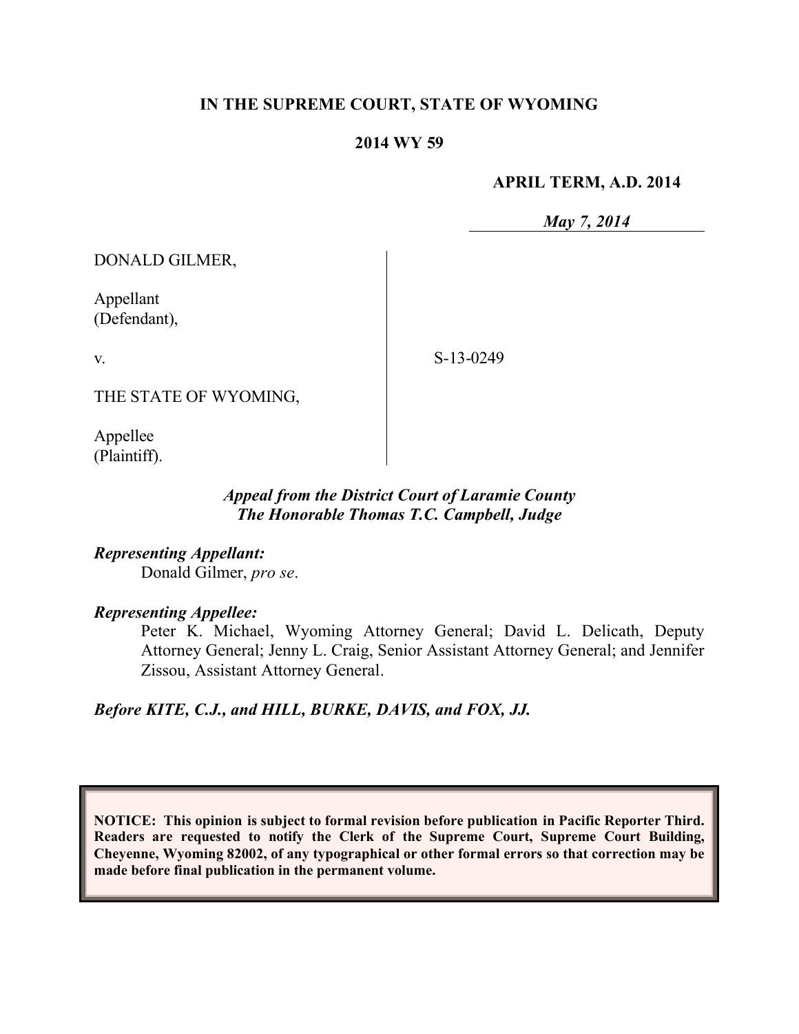**IN THE SUPREME COURT, STATE OF WYOMING**

**2014 WY 59**

**APRIL TERM, A.D. 2014**

***May 7, 2014***

DONALD GILMER,

Appellant
(Defendant),

v.

THE STATE OF WYOMING,

Appellee
(Plaintiff).

S-13-0249

***Appeal from the District Court of Laramie County***
***The Honorable Thomas T.C. Campbell, Judge***

***Representing Appellant:***

Donald Gilmer, *pro se*.

***Representing Appellee:***

Peter K. Michael, Wyoming Attorney General; David L. Delicath, Deputy Attorney General; Jenny L. Craig, Senior Assistant Attorney General; and Jennifer Zissou, Assistant Attorney General.

***Before KITE, C.J., and HILL, BURKE, DAVIS, and FOX, JJ.***

**NOTICE: This opinion is subject to formal revision before publication in Pacific Reporter Third. Readers are requested to notify the Clerk of the Supreme Court, Supreme Court Building, Cheyenne, Wyoming 82002, of any typographical or other formal errors so that correction may be made before final publication in the permanent volume.**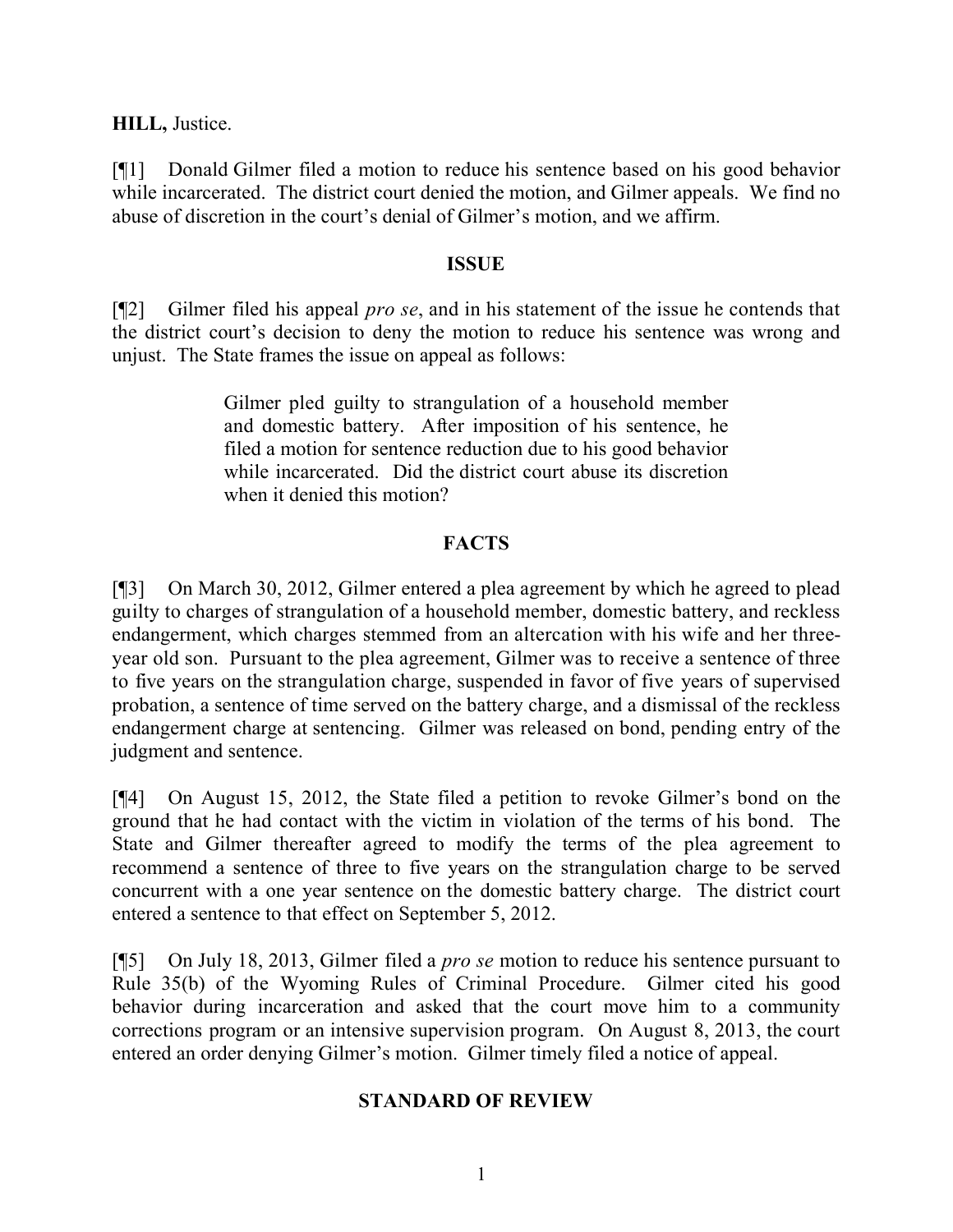**HILL,** Justice.

[¶1] Donald Gilmer filed a motion to reduce his sentence based on his good behavior while incarcerated. The district court denied the motion, and Gilmer appeals. We find no abuse of discretion in the court's denial of Gilmer's motion, and we affirm.

## ISSUE

[¶2] Gilmer filed his appeal *pro se*, and in his statement of the issue he contends that the district court's decision to deny the motion to reduce his sentence was wrong and unjust. The State frames the issue on appeal as follows:

> Gilmer pled guilty to strangulation of a household member and domestic battery. After imposition of his sentence, he filed a motion for sentence reduction due to his good behavior while incarcerated. Did the district court abuse its discretion when it denied this motion?

## FACTS

[¶3] On March 30, 2012, Gilmer entered a plea agreement by which he agreed to plead guilty to charges of strangulation of a household member, domestic battery, and reckless endangerment, which charges stemmed from an altercation with his wife and her three-year old son. Pursuant to the plea agreement, Gilmer was to receive a sentence of three to five years on the strangulation charge, suspended in favor of five years of supervised probation, a sentence of time served on the battery charge, and a dismissal of the reckless endangerment charge at sentencing. Gilmer was released on bond, pending entry of the judgment and sentence.

[¶4] On August 15, 2012, the State filed a petition to revoke Gilmer's bond on the ground that he had contact with the victim in violation of the terms of his bond. The State and Gilmer thereafter agreed to modify the terms of the plea agreement to recommend a sentence of three to five years on the strangulation charge to be served concurrent with a one year sentence on the domestic battery charge. The district court entered a sentence to that effect on September 5, 2012.

[¶5] On July 18, 2013, Gilmer filed a *pro se* motion to reduce his sentence pursuant to Rule 35(b) of the Wyoming Rules of Criminal Procedure. Gilmer cited his good behavior during incarceration and asked that the court move him to a community corrections program or an intensive supervision program. On August 8, 2013, the court entered an order denying Gilmer's motion. Gilmer timely filed a notice of appeal.

## STANDARD OF REVIEW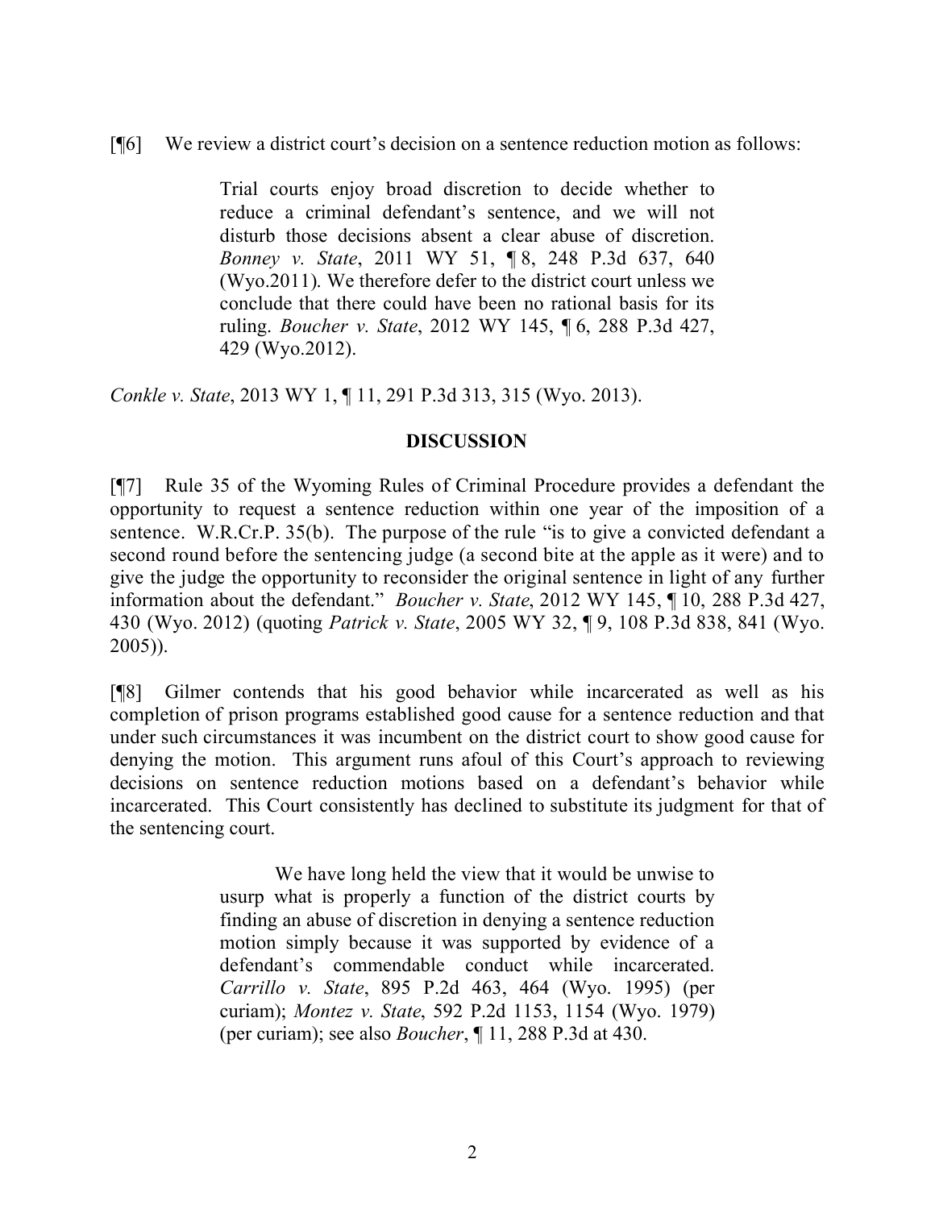[¶6] We review a district court's decision on a sentence reduction motion as follows:

> Trial courts enjoy broad discretion to decide whether to reduce a criminal defendant's sentence, and we will not disturb those decisions absent a clear abuse of discretion. *Bonney v. State*, 2011 WY 51, ¶ 8, 248 P.3d 637, 640 (Wyo.2011). We therefore defer to the district court unless we conclude that there could have been no rational basis for its ruling. *Boucher v. State*, 2012 WY 145, ¶ 6, 288 P.3d 427, 429 (Wyo.2012).

*Conkle v. State*, 2013 WY 1, ¶ 11, 291 P.3d 313, 315 (Wyo. 2013).

## DISCUSSION

[¶7] Rule 35 of the Wyoming Rules of Criminal Procedure provides a defendant the opportunity to request a sentence reduction within one year of the imposition of a sentence. W.R.Cr.P. 35(b). The purpose of the rule "is to give a convicted defendant a second round before the sentencing judge (a second bite at the apple as it were) and to give the judge the opportunity to reconsider the original sentence in light of any further information about the defendant." *Boucher v. State*, 2012 WY 145, ¶ 10, 288 P.3d 427, 430 (Wyo. 2012) (quoting *Patrick v. State*, 2005 WY 32, ¶ 9, 108 P.3d 838, 841 (Wyo. 2005)).

[¶8] Gilmer contends that his good behavior while incarcerated as well as his completion of prison programs established good cause for a sentence reduction and that under such circumstances it was incumbent on the district court to show good cause for denying the motion. This argument runs afoul of this Court's approach to reviewing decisions on sentence reduction motions based on a defendant's behavior while incarcerated. This Court consistently has declined to substitute its judgment for that of the sentencing court.

> We have long held the view that it would be unwise to usurp what is properly a function of the district courts by finding an abuse of discretion in denying a sentence reduction motion simply because it was supported by evidence of a defendant's commendable conduct while incarcerated. *Carrillo v. State*, 895 P.2d 463, 464 (Wyo. 1995) (per curiam); *Montez v. State*, 592 P.2d 1153, 1154 (Wyo. 1979) (per curiam); see also *Boucher*, ¶ 11, 288 P.3d at 430.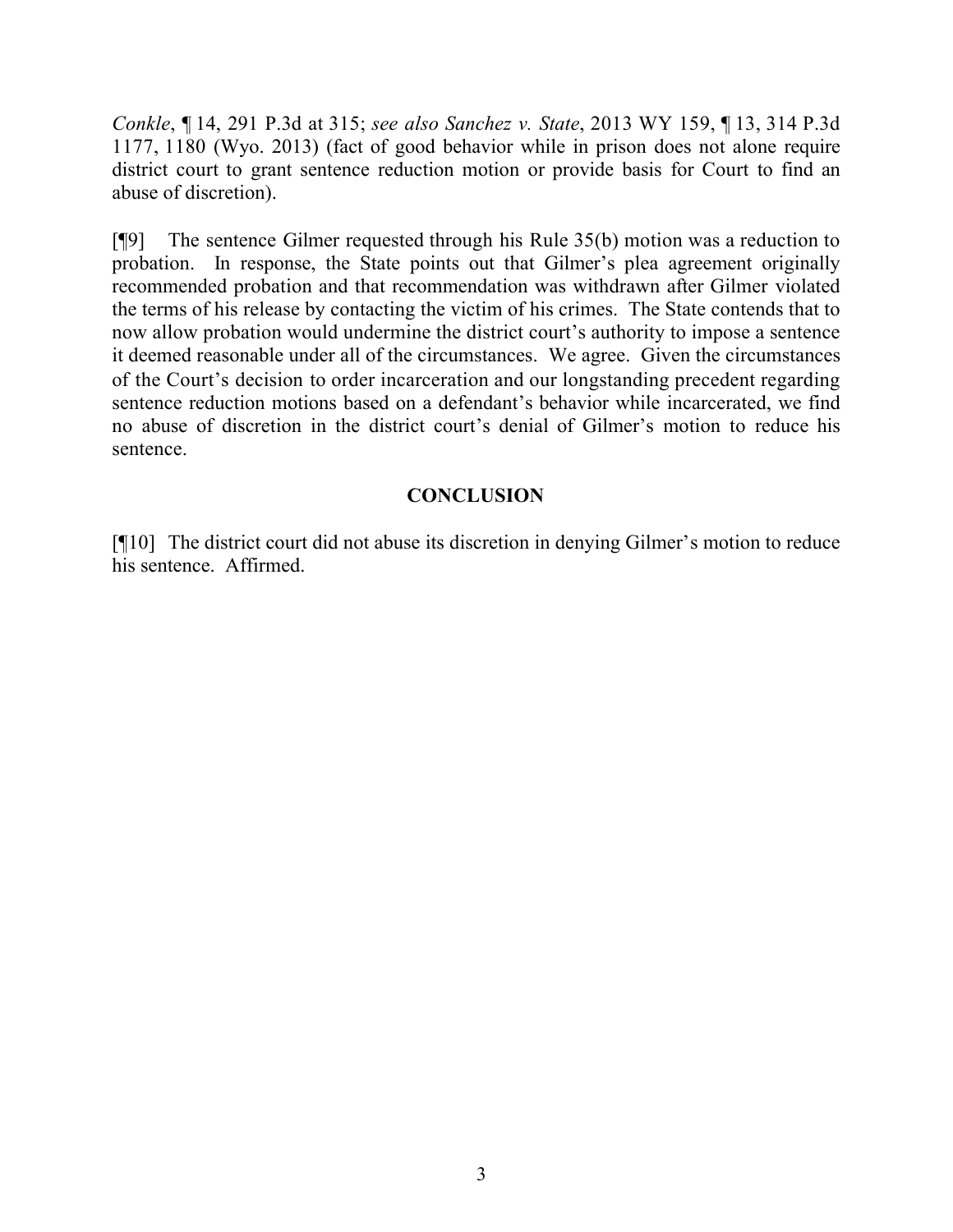*Conkle*, ¶ 14, 291 P.3d at 315; *see also Sanchez v. State*, 2013 WY 159, ¶ 13, 314 P.3d 1177, 1180 (Wyo. 2013) (fact of good behavior while in prison does not alone require district court to grant sentence reduction motion or provide basis for Court to find an abuse of discretion).

[¶9] The sentence Gilmer requested through his Rule 35(b) motion was a reduction to probation. In response, the State points out that Gilmer's plea agreement originally recommended probation and that recommendation was withdrawn after Gilmer violated the terms of his release by contacting the victim of his crimes. The State contends that to now allow probation would undermine the district court's authority to impose a sentence it deemed reasonable under all of the circumstances. We agree. Given the circumstances of the Court's decision to order incarceration and our longstanding precedent regarding sentence reduction motions based on a defendant's behavior while incarcerated, we find no abuse of discretion in the district court's denial of Gilmer's motion to reduce his sentence.

## CONCLUSION

[¶10] The district court did not abuse its discretion in denying Gilmer's motion to reduce his sentence. Affirmed.